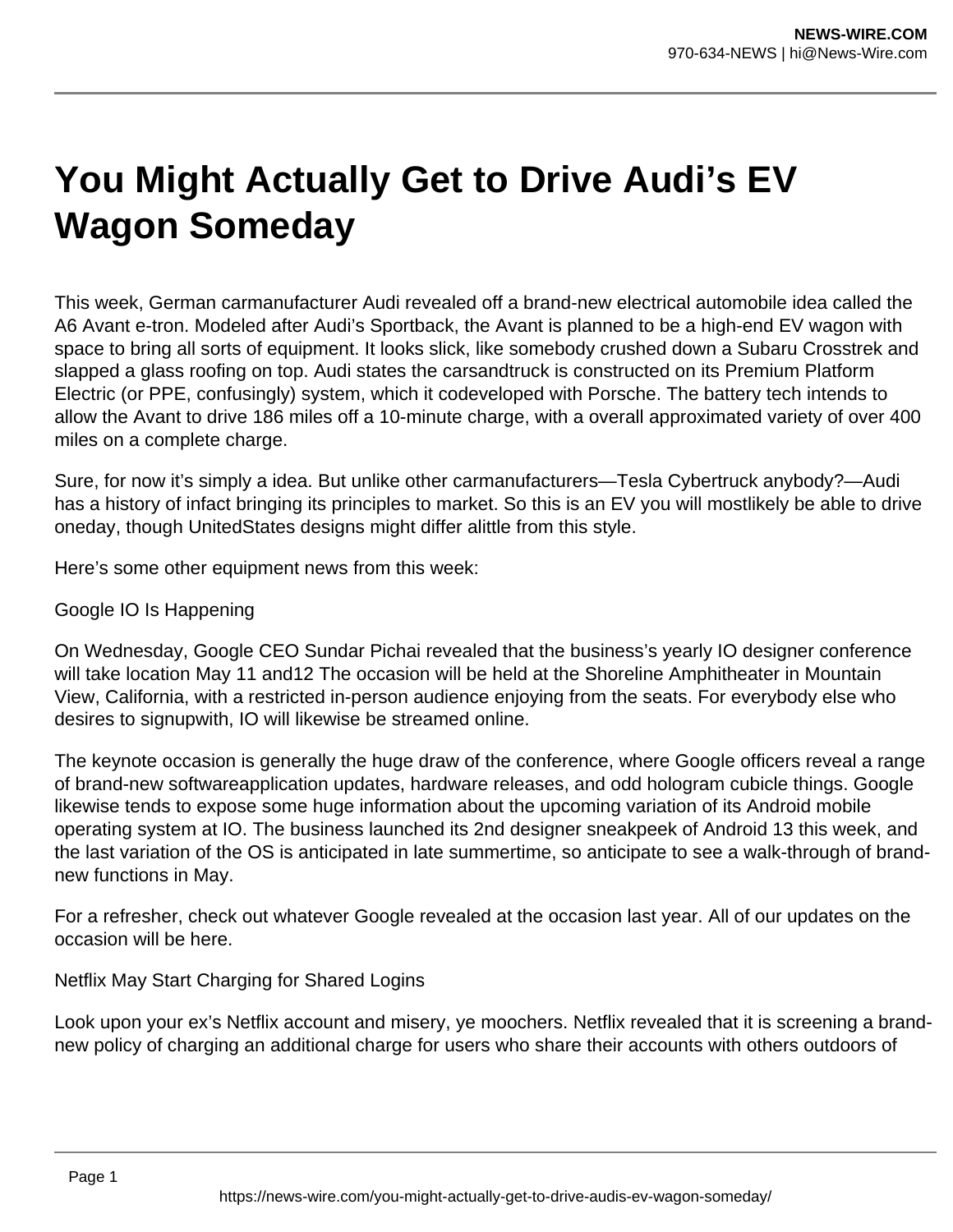# You Might Actually Get to Drive Audi's EV Wagon Someday

This week, German carmanufacturer Audi revealed off a brand-new electrical automobile idea called the A6 Avant e-tron. Modeled after Audi's Sportback, the Avant is planned to be a high-end EV wagon with space to bring all sorts of equipment. It looks slick, like somebody crushed down a Subaru Crosstrek and slapped a glass roofing on top. Audi states the carsandtruck is constructed on its Premium Platform Electric (or PPE, confusingly) system, which it codeveloped with Porsche. The battery tech intends to allow the Avant to drive 186 miles off a 10-minute charge, with a overall approximated variety of over 400 miles on a complete charge.

Sure, for now it's simply a idea. But unlike other carmanufacturers—Tesla Cybertruck anybody?—Audi has a history of infact bringing its principles to market. So this is an EV you will mostlikely be able to drive oneday, though UnitedStates designs might differ alittle from this style.

Here's some other equipment news from this week:

Google IO Is Happening

On Wednesday, Google CEO Sundar Pichai revealed that the business's yearly IO designer conference will take location May 11 and12 The occasion will be held at the Shoreline Amphitheater in Mountain View, California, with a restricted in-person audience enjoying from the seats. For everybody else who desires to signupwith, IO will likewise be streamed online.

The keynote occasion is generally the huge draw of the conference, where Google officers reveal a range of brand-new softwareapplication updates, hardware releases, and odd hologram cubicle things. Google likewise tends to expose some huge information about the upcoming variation of its Android mobile operating system at IO. The business launched its 2nd designer sneakpeek of Android 13 this week, and the last variation of the OS is anticipated in late summertime, so anticipate to see a walk-through of brand-new functions in May.

For a refresher, check out whatever Google revealed at the occasion last year. All of our updates on the occasion will be here.

Netflix May Start Charging for Shared Logins

Look upon your ex's Netflix account and misery, ye moochers. Netflix revealed that it is screening a brand-new policy of charging an additional charge for users who share their accounts with others outdoors of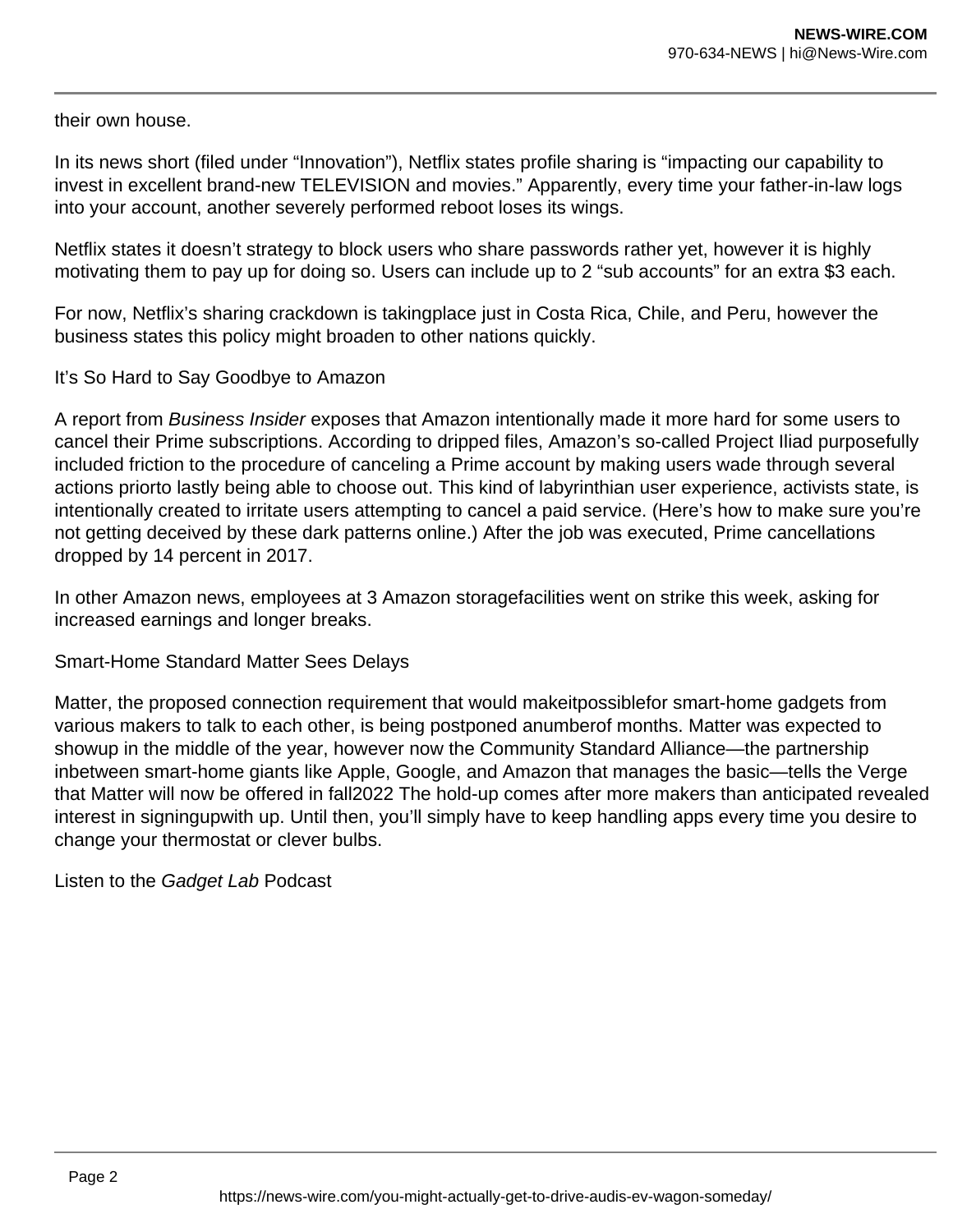their own house.

In its news short (filed under "Innovation"), Netflix states profile sharing is "impacting our capability to invest in excellent brand-new TELEVISION and movies." Apparently, every time your father-in-law logs into your account, another severely performed reboot loses its wings.

Netflix states it doesn't strategy to block users who share passwords rather yet, however it is highly motivating them to pay up for doing so. Users can include up to 2 "sub accounts" for an extra $3 each.

For now, Netflix's sharing crackdown is takingplace just in Costa Rica, Chile, and Peru, however the business states this policy might broaden to other nations quickly.

## It's So Hard to Say Goodbye to Amazon

A report from *Business Insider* exposes that Amazon intentionally made it more hard for some users to cancel their Prime subscriptions. According to dripped files, Amazon's so-called Project Iliad purposefully included friction to the procedure of canceling a Prime account by making users wade through several actions priorto lastly being able to choose out. This kind of labyrinthian user experience, activists state, is intentionally created to irritate users attempting to cancel a paid service. (Here's how to make sure you're not getting deceived by these dark patterns online.) After the job was executed, Prime cancellations dropped by 14 percent in 2017.

In other Amazon news, employees at 3 Amazon storagefacilities went on strike this week, asking for increased earnings and longer breaks.

## Smart-Home Standard Matter Sees Delays

Matter, the proposed connection requirement that would makeitpossiblefor smart-home gadgets from various makers to talk to each other, is being postponed anumberof months. Matter was expected to showup in the middle of the year, however now the Community Standard Alliance—the partnership inbetween smart-home giants like Apple, Google, and Amazon that manages the basic—tells the Verge that Matter will now be offered in fall2022 The hold-up comes after more makers than anticipated revealed interest in signingupwith up. Until then, you'll simply have to keep handling apps every time you desire to change your thermostat or clever bulbs.

## Listen to the *Gadget Lab* Podcast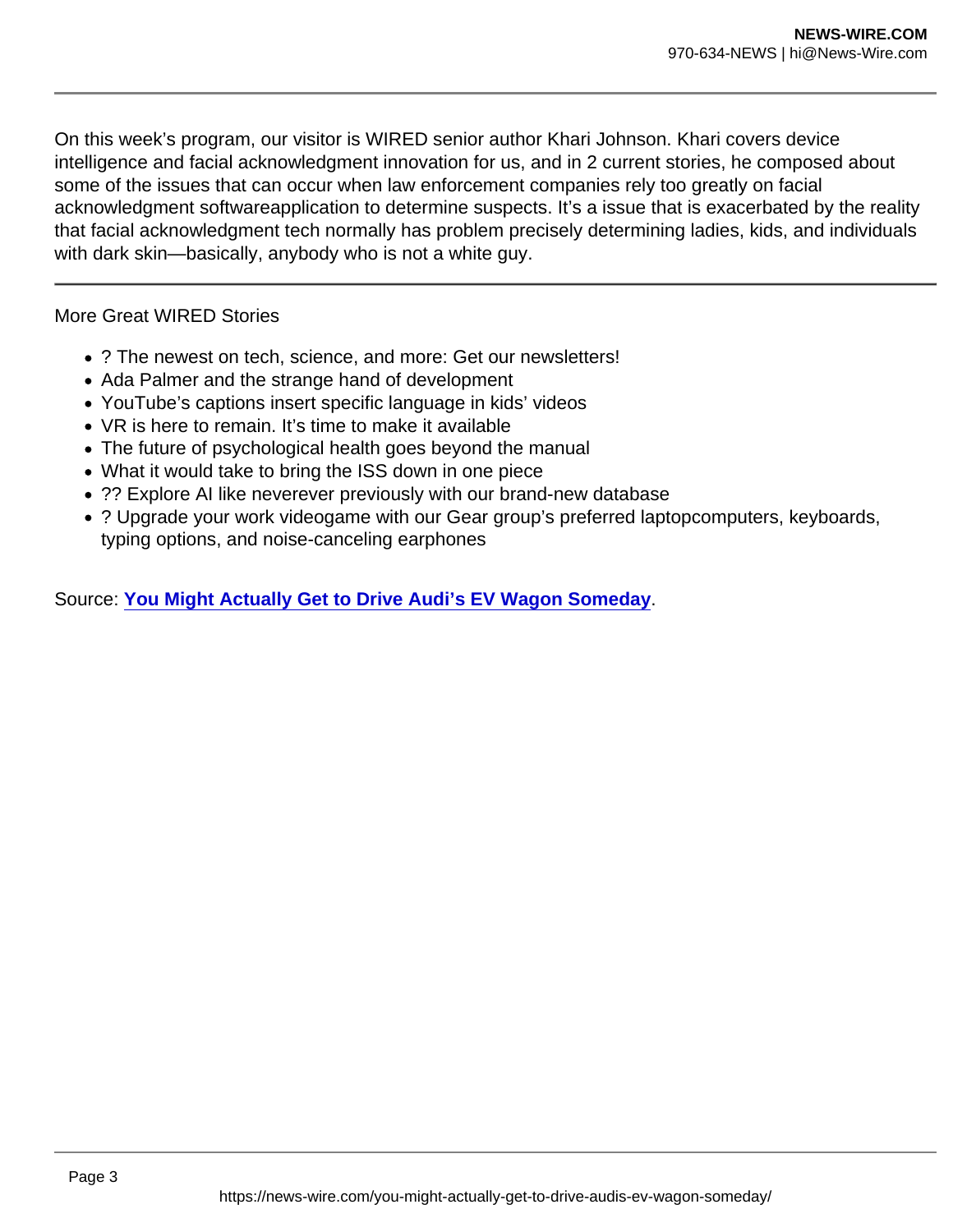On this week's program, our visitor is WIRED senior author Khari Johnson. Khari covers device intelligence and facial acknowledgment innovation for us, and in 2 current stories, he composed about some of the issues that can occur when law enforcement companies rely too greatly on facial acknowledgment softwareapplication to determine suspects. It's a issue that is exacerbated by the reality that facial acknowledgment tech normally has problem precisely determining ladies, kids, and individuals with dark skin—basically, anybody who is not a white guy.

---

More Great WIRED Stories

- ? The newest on tech, science, and more: Get our newsletters!
- Ada Palmer and the strange hand of development
- YouTube's captions insert specific language in kids' videos
- VR is here to remain. It's time to make it available
- The future of psychological health goes beyond the manual
- What it would take to bring the ISS down in one piece
- ?? Explore AI like neverever previously with our brand-new database
- ? Upgrade your work videogame with our Gear group's preferred laptopcomputers, keyboards, typing options, and noise-canceling earphones

Source: **[You Might Actually Get to Drive Audi's EV Wagon Someday](https://news-wire.com/you-might-actually-get-to-drive-audis-ev-wagon-someday/)**.